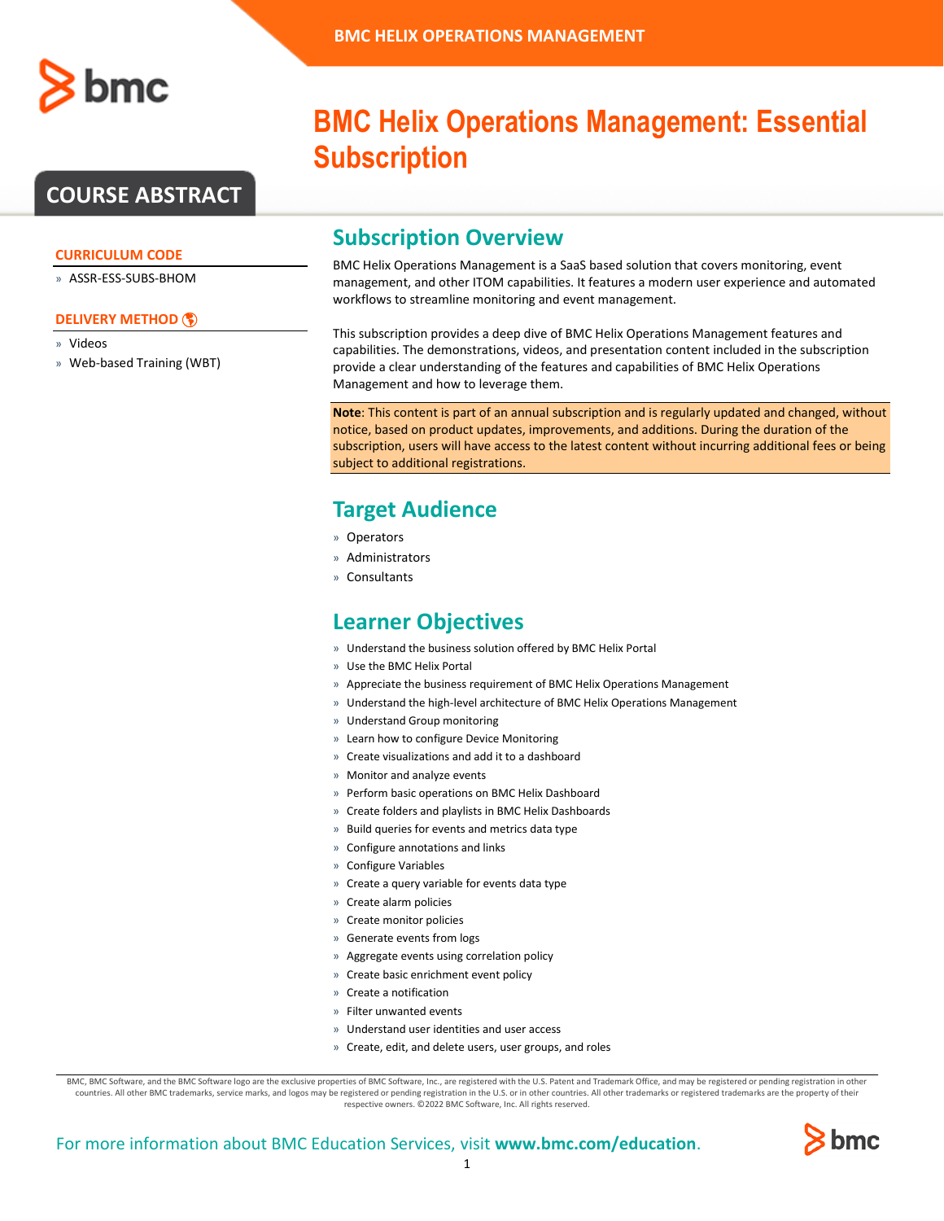# BMC Helix Operations Management: Essential Subscription

## COURSE ABSTRACT

### CURRICULUM CODE

- ASSR-ESS-SUBS-BHOM

### DELIVERY METHOD

- Videos
- Web-based Training (WBT)

## Subscription Overview

BMC Helix Operations Management is a SaaS based solution that covers monitoring, event management, and other ITOM capabilities. It features a modern user experience and automated workflows to streamline monitoring and event management.

This subscription provides a deep dive of BMC Helix Operations Management features and capabilities. The demonstrations, videos, and presentation content included in the subscription provide a clear understanding of the features and capabilities of BMC Helix Operations Management and how to leverage them.

**Note**: This content is part of an annual subscription and is regularly updated and changed, without notice, based on product updates, improvements, and additions. During the duration of the subscription, users will have access to the latest content without incurring additional fees or being subject to additional registrations.

## Target Audience

- Operators
- Administrators
- Consultants

## Learner Objectives

- Understand the business solution offered by BMC Helix Portal
- Use the BMC Helix Portal
- Appreciate the business requirement of BMC Helix Operations Management
- Understand the high-level architecture of BMC Helix Operations Management
- Understand Group monitoring
- Learn how to configure Device Monitoring
- Create visualizations and add it to a dashboard
- Monitor and analyze events
- Perform basic operations on BMC Helix Dashboard
- Create folders and playlists in BMC Helix Dashboards
- Build queries for events and metrics data type
- Configure annotations and links
- Configure Variables
- Create a query variable for events data type
- Create alarm policies
- Create monitor policies
- Generate events from logs
- Aggregate events using correlation policy
- Create basic enrichment event policy
- Create a notification
- Filter unwanted events
- Understand user identities and user access
- Create, edit, and delete users, user groups, and roles

BMC, BMC Software, and the BMC Software logo are the exclusive properties of BMC Software, Inc., are registered with the U.S. Patent and Trademark Office, and may be registered or pending registration in other countries. All other BMC trademarks, service marks, and logos may be registered or pending registration in the U.S. or in other countries. All other trademarks or registered trademarks are the property of their respective owners. ©2022 BMC Software, Inc. All rights reserved.

For more information about BMC Education Services, visit **www.bmc.com/education**.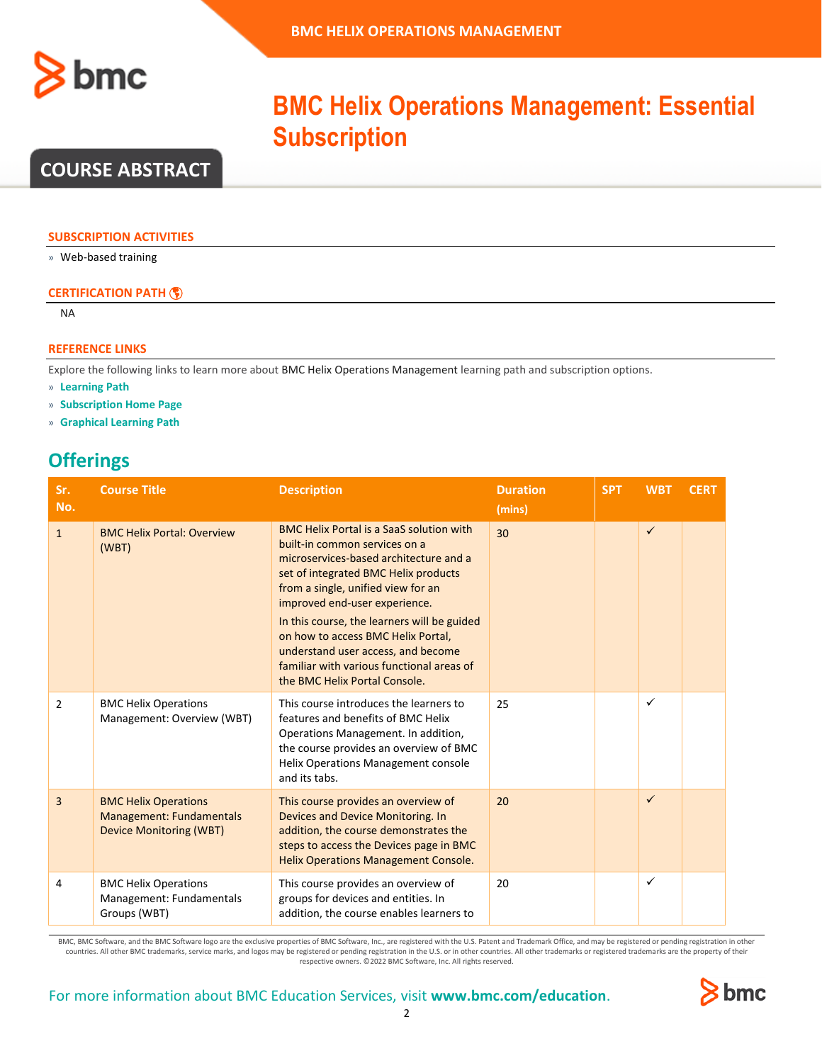# BMC Helix Operations Management: Essential Subscription

## COURSE ABSTRACT

### SUBSCRIPTION ACTIVITIES

» Web-based training

### CERTIFICATION PATH

NA

### REFERENCE LINKS

Explore the following links to learn more about BMC Helix Operations Management learning path and subscription options.

» **Learning Path**
» **Subscription Home Page**
» **Graphical Learning Path**

## Offerings

| Sr. No. | Course Title | Description | Duration (mins) | SPT | WBT | CERT |
|---|---|---|---|---|---|---|
| 1 | BMC Helix Portal: Overview (WBT) | BMC Helix Portal is a SaaS solution with built-in common services on a microservices-based architecture and a set of integrated BMC Helix products from a single, unified view for an improved end-user experience. In this course, the learners will be guided on how to access BMC Helix Portal, understand user access, and become familiar with various functional areas of the BMC Helix Portal Console. | 30 | | ✓ | |
| 2 | BMC Helix Operations Management: Overview (WBT) | This course introduces the learners to features and benefits of BMC Helix Operations Management. In addition, the course provides an overview of BMC Helix Operations Management console and its tabs. | 25 | | ✓ | |
| 3 | BMC Helix Operations Management: Fundamentals Device Monitoring (WBT) | This course provides an overview of Devices and Device Monitoring. In addition, the course demonstrates the steps to access the Devices page in BMC Helix Operations Management Console. | 20 | | ✓ | |
| 4 | BMC Helix Operations Management: Fundamentals Groups (WBT) | This course provides an overview of groups for devices and entities. In addition, the course enables learners to | 20 | | ✓ | |

BMC, BMC Software, and the BMC Software logo are the exclusive properties of BMC Software, Inc., are registered with the U.S. Patent and Trademark Office, and may be registered or pending registration in other countries. All other BMC trademarks, service marks, and logos may be registered or pending registration in the U.S. or in other countries. All other trademarks or registered trademarks are the property of their respective owners. ©2022 BMC Software, Inc. All rights reserved.

For more information about BMC Education Services, visit **www.bmc.com/education**.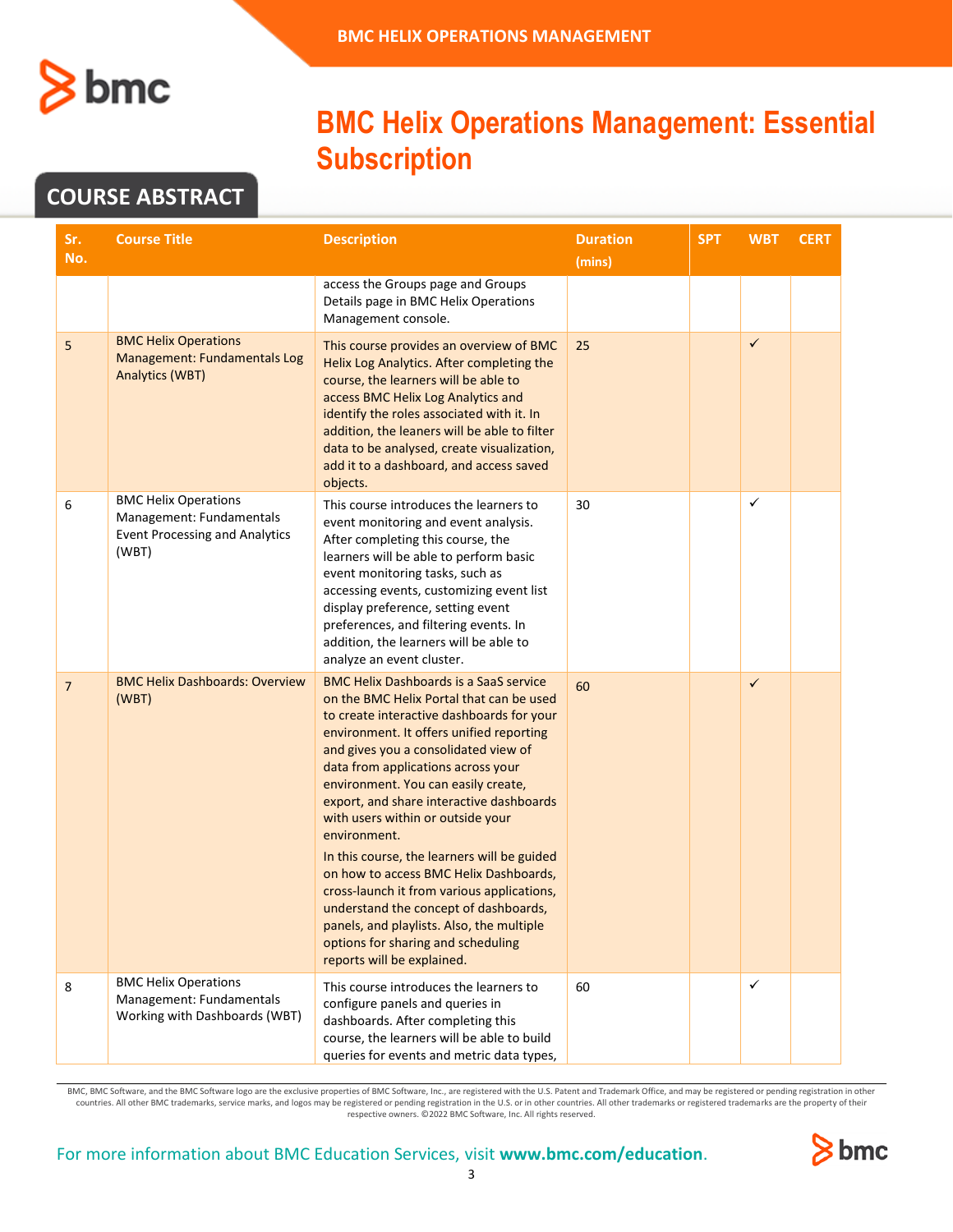# BMC Helix Operations Management: Essential Subscription

## COURSE ABSTRACT

| Sr. No. | Course Title | Description | Duration (mins) | SPT | WBT | CERT |
|---|---|---|---|---|---|---|
| | | access the Groups page and Groups Details page in BMC Helix Operations Management console. | | | | |
| 5 | BMC Helix Operations Management: Fundamentals Log Analytics (WBT) | This course provides an overview of BMC Helix Log Analytics. After completing the course, the learners will be able to access BMC Helix Log Analytics and identify the roles associated with it. In addition, the leaners will be able to filter data to be analysed, create visualization, add it to a dashboard, and access saved objects. | 25 | | ✓ | |
| 6 | BMC Helix Operations Management: Fundamentals Event Processing and Analytics (WBT) | This course introduces the learners to event monitoring and event analysis. After completing this course, the learners will be able to perform basic event monitoring tasks, such as accessing events, customizing event list display preference, setting event preferences, and filtering events. In addition, the learners will be able to analyze an event cluster. | 30 | | ✓ | |
| 7 | BMC Helix Dashboards: Overview (WBT) | BMC Helix Dashboards is a SaaS service on the BMC Helix Portal that can be used to create interactive dashboards for your environment. It offers unified reporting and gives you a consolidated view of data from applications across your environment. You can easily create, export, and share interactive dashboards with users within or outside your environment.<br><br>In this course, the learners will be guided on how to access BMC Helix Dashboards, cross-launch it from various applications, understand the concept of dashboards, panels, and playlists. Also, the multiple options for sharing and scheduling reports will be explained. | 60 | | ✓ | |
| 8 | BMC Helix Operations Management: Fundamentals Working with Dashboards (WBT) | This course introduces the learners to configure panels and queries in dashboards. After completing this course, the learners will be able to build queries for events and metric data types, | 60 | | ✓ | |

BMC, BMC Software, and the BMC Software logo are the exclusive properties of BMC Software, Inc., are registered with the U.S. Patent and Trademark Office, and may be registered or pending registration in other countries. All other BMC trademarks, service marks, and logos may be registered or pending registration in the U.S. or in other countries. All other trademarks or registered trademarks are the property of their respective owners. ©2022 BMC Software, Inc. All rights reserved.

For more information about BMC Education Services, visit **www.bmc.com/education**.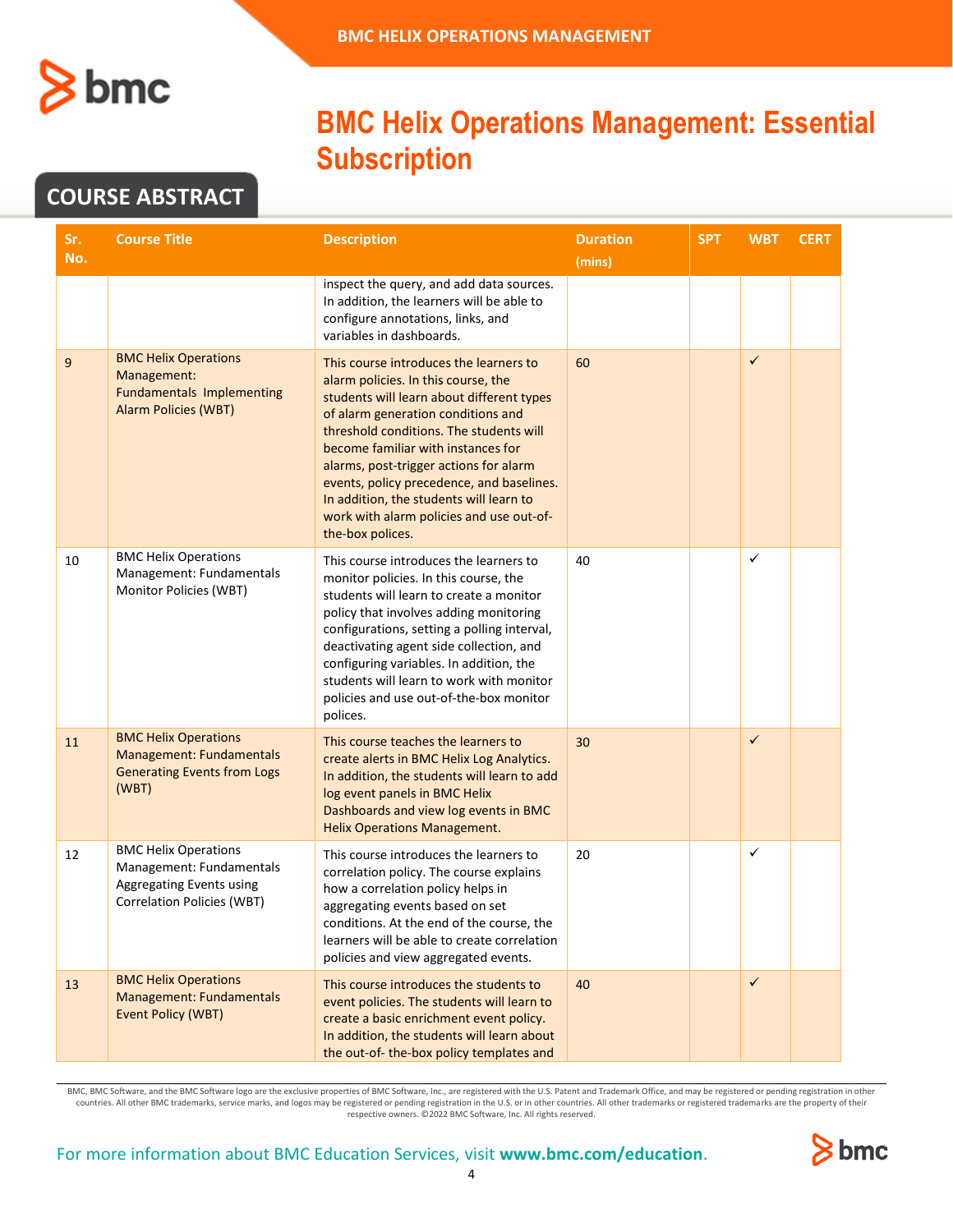# BMC Helix Operations Management: Essential Subscription

## COURSE ABSTRACT

| Sr. No. | Course Title | Description | Duration (mins) | SPT | WBT | CERT |
|---|---|---|---|---|---|---|
| | | inspect the query, and add data sources. In addition, the learners will be able to configure annotations, links, and variables in dashboards. | | | | |
| 9 | BMC Helix Operations Management: Fundamentals Implementing Alarm Policies (WBT) | This course introduces the learners to alarm policies. In this course, the students will learn about different types of alarm generation conditions and threshold conditions. The students will become familiar with instances for alarms, post-trigger actions for alarm events, policy precedence, and baselines. In addition, the students will learn to work with alarm policies and use out-of-the-box polices. | 60 | | ✓ | |
| 10 | BMC Helix Operations Management: Fundamentals Monitor Policies (WBT) | This course introduces the learners to monitor policies. In this course, the students will learn to create a monitor policy that involves adding monitoring configurations, setting a polling interval, deactivating agent side collection, and configuring variables. In addition, the students will learn to work with monitor policies and use out-of-the-box monitor polices. | 40 | | ✓ | |
| 11 | BMC Helix Operations Management: Fundamentals Generating Events from Logs (WBT) | This course teaches the learners to create alerts in BMC Helix Log Analytics. In addition, the students will learn to add log event panels in BMC Helix Dashboards and view log events in BMC Helix Operations Management. | 30 | | ✓ | |
| 12 | BMC Helix Operations Management: Fundamentals Aggregating Events using Correlation Policies (WBT) | This course introduces the learners to correlation policy. The course explains how a correlation policy helps in aggregating events based on set conditions. At the end of the course, the learners will be able to create correlation policies and view aggregated events. | 20 | | ✓ | |
| 13 | BMC Helix Operations Management: Fundamentals Event Policy (WBT) | This course introduces the students to event policies. The students will learn to create a basic enrichment event policy. In addition, the students will learn about the out-of- the-box policy templates and | 40 | | ✓ | |

BMC, BMC Software, and the BMC Software logo are the exclusive properties of BMC Software, Inc., are registered with the U.S. Patent and Trademark Office, and may be registered or pending registration in other countries. All other BMC trademarks, service marks, and logos may be registered or pending registration in the U.S. or in other countries. All other trademarks or registered trademarks are the property of their respective owners. ©2022 BMC Software, Inc. All rights reserved.

For more information about BMC Education Services, visit **www.bmc.com/education**.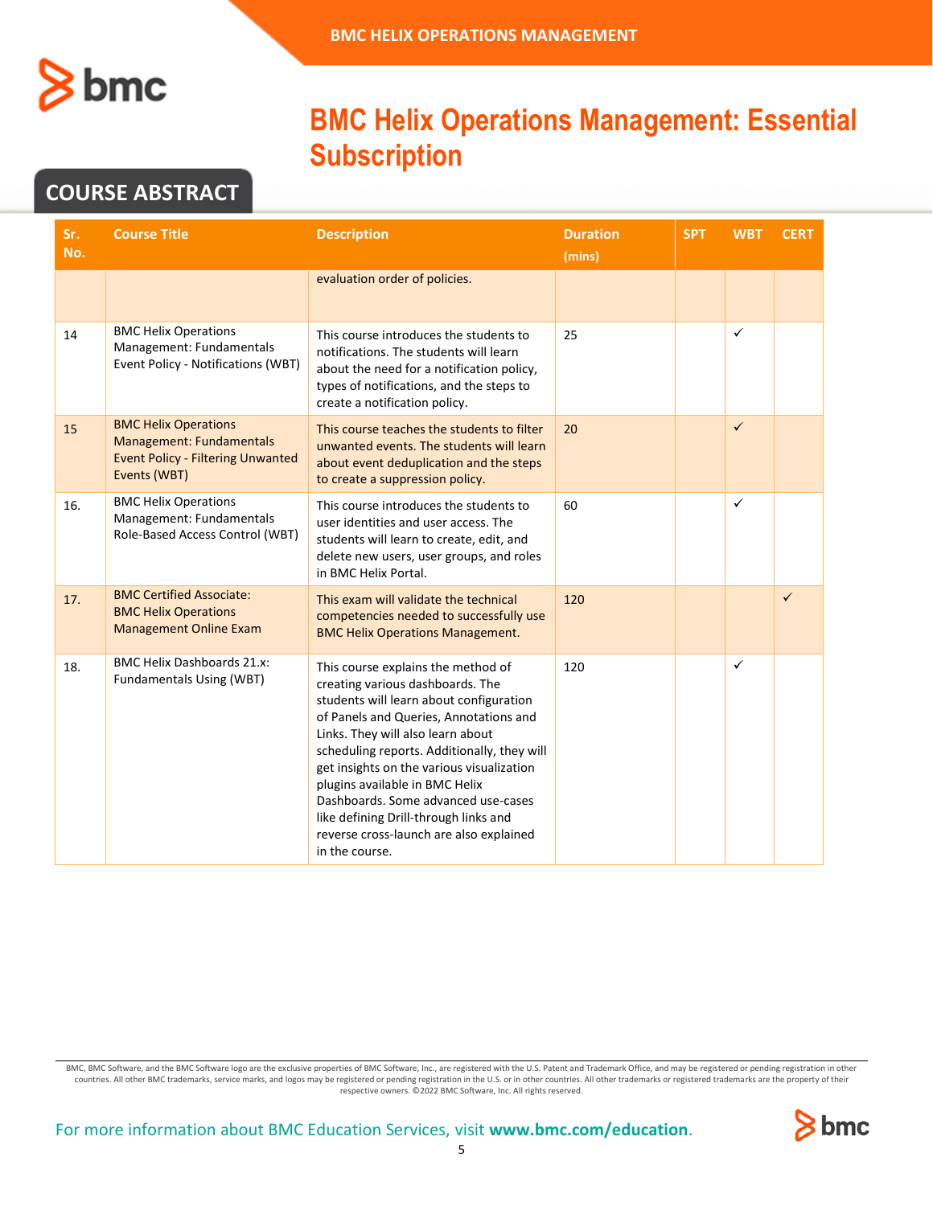# BMC Helix Operations Management: Essential Subscription

## COURSE ABSTRACT

| Sr. No. | Course Title | Description | Duration (mins) | SPT | WBT | CERT |
|---|---|---|---|---|---|---|
| | | evaluation order of policies. | | | | |
| 14 | BMC Helix Operations Management: Fundamentals Event Policy - Notifications (WBT) | This course introduces the students to notifications. The students will learn about the need for a notification policy, types of notifications, and the steps to create a notification policy. | 25 | | ✓ | |
| 15 | BMC Helix Operations Management: Fundamentals Event Policy - Filtering Unwanted Events (WBT) | This course teaches the students to filter unwanted events. The students will learn about event deduplication and the steps to create a suppression policy. | 20 | | ✓ | |
| 16. | BMC Helix Operations Management: Fundamentals Role-Based Access Control (WBT) | This course introduces the students to user identities and user access. The students will learn to create, edit, and delete new users, user groups, and roles in BMC Helix Portal. | 60 | | ✓ | |
| 17. | BMC Certified Associate: BMC Helix Operations Management Online Exam | This exam will validate the technical competencies needed to successfully use BMC Helix Operations Management. | 120 | | | ✓ |
| 18. | BMC Helix Dashboards 21.x: Fundamentals Using (WBT) | This course explains the method of creating various dashboards. The students will learn about configuration of Panels and Queries, Annotations and Links. They will also learn about scheduling reports. Additionally, they will get insights on the various visualization plugins available in BMC Helix Dashboards. Some advanced use-cases like defining Drill-through links and reverse cross-launch are also explained in the course. | 120 | | ✓ | |

BMC, BMC Software, and the BMC Software logo are the exclusive properties of BMC Software, Inc., are registered with the U.S. Patent and Trademark Office, and may be registered or pending registration in other countries. All other BMC trademarks, service marks, and logos may be registered or pending registration in the U.S. or in other countries. All other trademarks or registered trademarks are the property of their respective owners. ©2022 BMC Software, Inc. All rights reserved.

For more information about BMC Education Services, visit **www.bmc.com/education**.